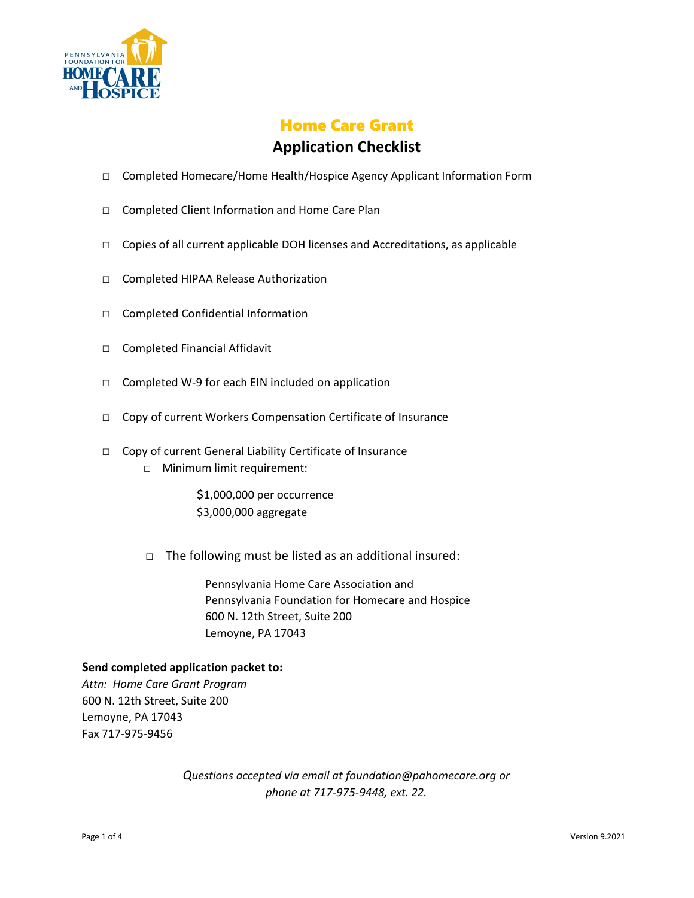# Home Care Grant

## Application Checklist

- □ Completed Homecare/Home Health/Hospice Agency Applicant Information Form
- □ Completed Client Information and Home Care Plan
- □ Copies of all current applicable DOH licenses and Accreditations, as applicable
- □ Completed HIPAA Release Authorization
- □ Completed Confidential Information
- □ Completed Financial Affidavit
- □ Completed W-9 for each EIN included on application
- □ Copy of current Workers Compensation Certificate of Insurance
- □ Copy of current General Liability Certificate of Insurance
  - □ Minimum limit requirement:

    $1,000,000 per occurrence
    $3,000,000 aggregate

  - □ The following must be listed as an additional insured:

    Pennsylvania Home Care Association and
    Pennsylvania Foundation for Homecare and Hospice
    600 N. 12th Street, Suite 200
    Lemoyne, PA 17043

**Send completed application packet to:**
*Attn: Home Care Grant Program*
600 N. 12th Street, Suite 200
Lemoyne, PA 17043
Fax 717-975-9456

*Questions accepted via email at foundation@pahomecare.org or phone at 717-975-9448, ext. 22.*

Version 9.2021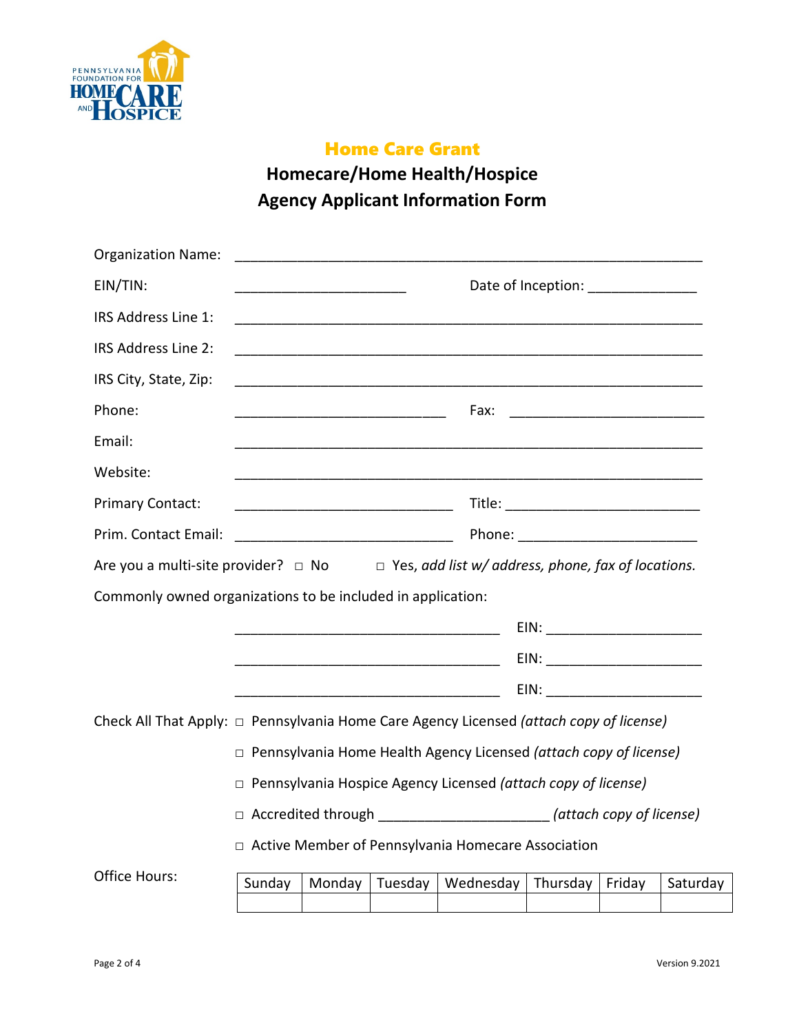PENNSYLVANIA FOUNDATION FOR HOMECARE AND HOSPICE

## Home Care Grant

# Homecare/Home Health/Hospice
# Agency Applicant Information Form

Organization Name: ______________________________________________________________

EIN/TIN: ______________________ Date of Inception: ______________

IRS Address Line 1: ______________________________________________________________

IRS Address Line 2: ______________________________________________________________

IRS City, State, Zip: ______________________________________________________________

Phone: ___________________________ Fax: _________________________

Email: ______________________________________________________________

Website: ______________________________________________________________

Primary Contact: ____________________________ Title: _________________________

Prim. Contact Email: ____________________________ Phone: _______________________

Are you a multi-site provider? □ No □ Yes, *add list w/ address, phone, fax of locations.*

Commonly owned organizations to be included in application:

__________________________________ EIN: ____________________

__________________________________ EIN: ____________________

__________________________________ EIN: ____________________

Check All That Apply:

□ Pennsylvania Home Care Agency Licensed *(attach copy of license)*

□ Pennsylvania Home Health Agency Licensed *(attach copy of license)*

□ Pennsylvania Hospice Agency Licensed *(attach copy of license)*

□ Accredited through _____________________ *(attach copy of license)*

□ Active Member of Pennsylvania Homecare Association

Office Hours:

| Sunday | Monday | Tuesday | Wednesday | Thursday | Friday | Saturday |
|---|---|---|---|---|---|---|
| | | | | | | |

Version 9.2021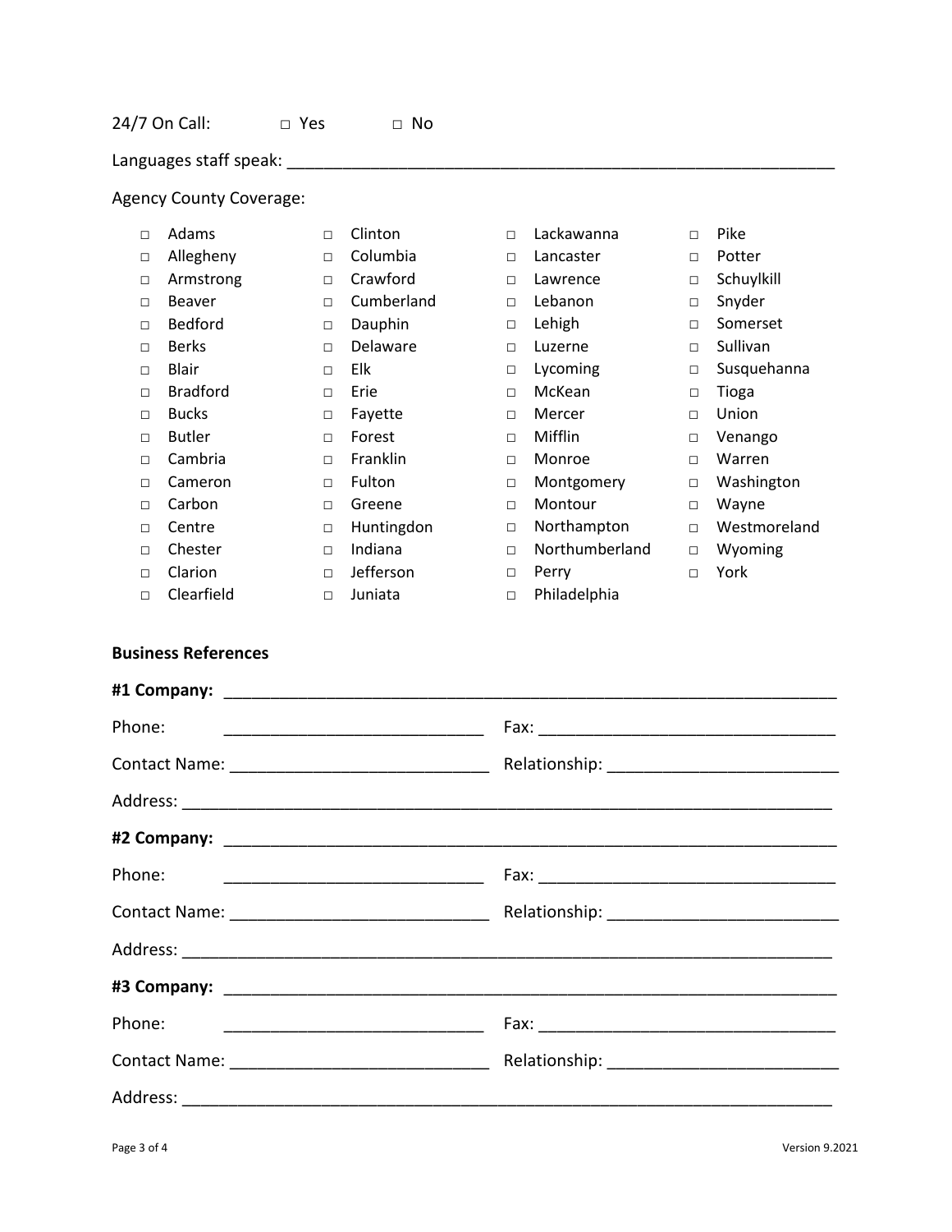24/7 On Call: □ Yes □ No

Languages staff speak: ____________________________________________________________

Agency County Coverage:

- □ Adams
- □ Allegheny
- □ Armstrong
- □ Beaver
- □ Bedford
- □ Berks
- □ Blair
- □ Bradford
- □ Bucks
- □ Butler
- □ Cambria
- □ Cameron
- □ Carbon
- □ Centre
- □ Chester
- □ Clarion
- □ Clearfield
- □ Clinton
- □ Columbia
- □ Crawford
- □ Cumberland
- □ Dauphin
- □ Delaware
- □ Elk
- □ Erie
- □ Fayette
- □ Forest
- □ Franklin
- □ Fulton
- □ Greene
- □ Huntingdon
- □ Indiana
- □ Jefferson
- □ Juniata
- □ Lackawanna
- □ Lancaster
- □ Lawrence
- □ Lebanon
- □ Lehigh
- □ Luzerne
- □ Lycoming
- □ McKean
- □ Mercer
- □ Mifflin
- □ Monroe
- □ Montgomery
- □ Montour
- □ Northampton
- □ Northumberland
- □ Perry
- □ Philadelphia
- □ Pike
- □ Potter
- □ Schuylkill
- □ Snyder
- □ Somerset
- □ Sullivan
- □ Susquehanna
- □ Tioga
- □ Union
- □ Venango
- □ Warren
- □ Washington
- □ Wayne
- □ Westmoreland
- □ Wyoming
- □ York

**Business References**

**#1 Company:** ____________________________________________________________

Phone: ____________________________ Fax: ________________________________

Contact Name: ____________________________ Relationship: ________________________

Address: ________________________________________________________________________

**#2 Company:** ____________________________________________________________

Phone: ____________________________ Fax: ________________________________

Contact Name: ____________________________ Relationship: ________________________

Address: ________________________________________________________________________

**#3 Company:** ____________________________________________________________

Phone: ____________________________ Fax: ________________________________

Contact Name: ____________________________ Relationship: ________________________

Address: ________________________________________________________________________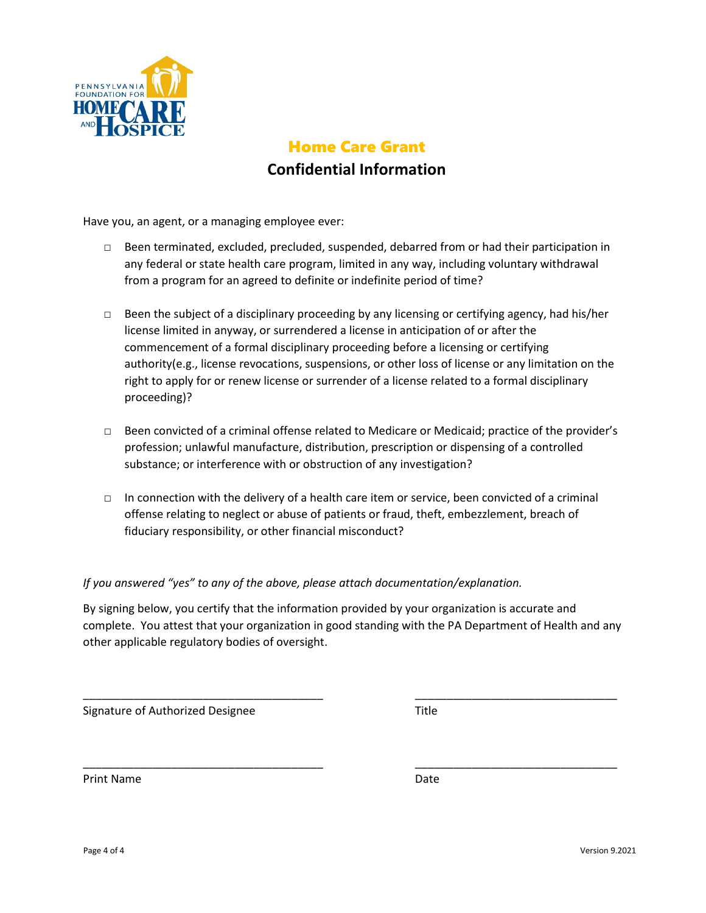# Home Care Grant

## Confidential Information

Have you, an agent, or a managing employee ever:

- □ Been terminated, excluded, precluded, suspended, debarred from or had their participation in any federal or state health care program, limited in any way, including voluntary withdrawal from a program for an agreed to definite or indefinite period of time?

- □ Been the subject of a disciplinary proceeding by any licensing or certifying agency, had his/her license limited in anyway, or surrendered a license in anticipation of or after the commencement of a formal disciplinary proceeding before a licensing or certifying authority(e.g., license revocations, suspensions, or other loss of license or any limitation on the right to apply for or renew license or surrender of a license related to a formal disciplinary proceeding)?

- □ Been convicted of a criminal offense related to Medicare or Medicaid; practice of the provider's profession; unlawful manufacture, distribution, prescription or dispensing of a controlled substance; or interference with or obstruction of any investigation?

- □ In connection with the delivery of a health care item or service, been convicted of a criminal offense relating to neglect or abuse of patients or fraud, theft, embezzlement, breach of fiduciary responsibility, or other financial misconduct?

*If you answered "yes" to any of the above, please attach documentation/explanation.*

By signing below, you certify that the information provided by your organization is accurate and complete. You attest that your organization in good standing with the PA Department of Health and any other applicable regulatory bodies of oversight.

_______________________________________ &nbsp;&nbsp;&nbsp;&nbsp; _________________________________

Signature of Authorized Designee &nbsp;&nbsp;&nbsp;&nbsp; Title

_______________________________________ &nbsp;&nbsp;&nbsp;&nbsp; _________________________________

Print Name &nbsp;&nbsp;&nbsp;&nbsp; Date

Version 9.2021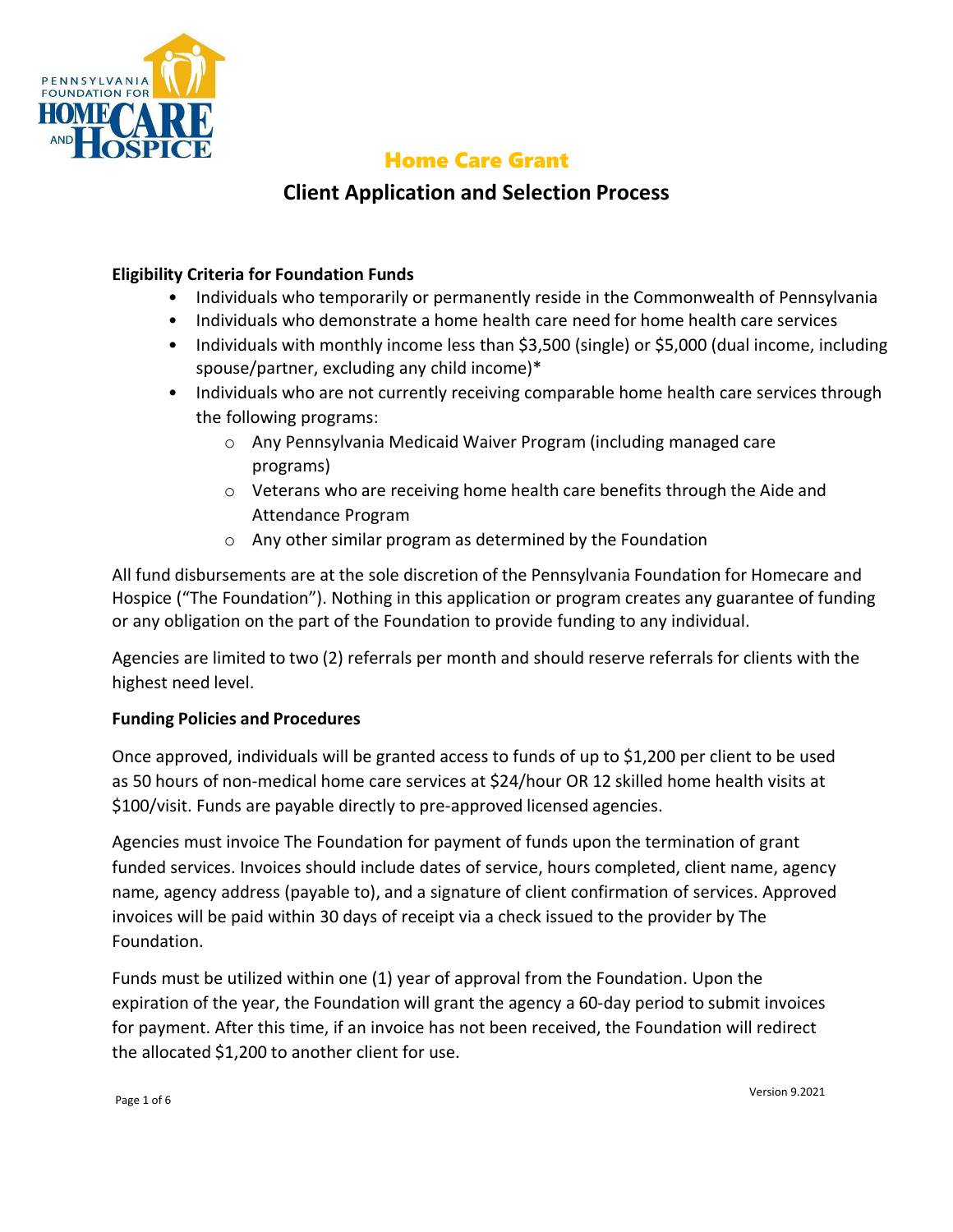# Home Care Grant

## Client Application and Selection Process

**Eligibility Criteria for Foundation Funds**

- Individuals who temporarily or permanently reside in the Commonwealth of Pennsylvania
- Individuals who demonstrate a home health care need for home health care services
- Individuals with monthly income less than $3,500 (single) or $5,000 (dual income, including spouse/partner, excluding any child income)*
- Individuals who are not currently receiving comparable home health care services through the following programs:
  - Any Pennsylvania Medicaid Waiver Program (including managed care programs)
  - Veterans who are receiving home health care benefits through the Aide and Attendance Program
  - Any other similar program as determined by the Foundation

All fund disbursements are at the sole discretion of the Pennsylvania Foundation for Homecare and Hospice ("The Foundation"). Nothing in this application or program creates any guarantee of funding or any obligation on the part of the Foundation to provide funding to any individual.

Agencies are limited to two (2) referrals per month and should reserve referrals for clients with the highest need level.

**Funding Policies and Procedures**

Once approved, individuals will be granted access to funds of up to $1,200 per client to be used as 50 hours of non-medical home care services at $24/hour OR 12 skilled home health visits at $100/visit. Funds are payable directly to pre-approved licensed agencies.

Agencies must invoice The Foundation for payment of funds upon the termination of grant funded services. Invoices should include dates of service, hours completed, client name, agency name, agency address (payable to), and a signature of client confirmation of services. Approved invoices will be paid within 30 days of receipt via a check issued to the provider by The Foundation.

Funds must be utilized within one (1) year of approval from the Foundation. Upon the expiration of the year, the Foundation will grant the agency a 60-day period to submit invoices for payment. After this time, if an invoice has not been received, the Foundation will redirect the allocated $1,200 to another client for use.

Version 9.2021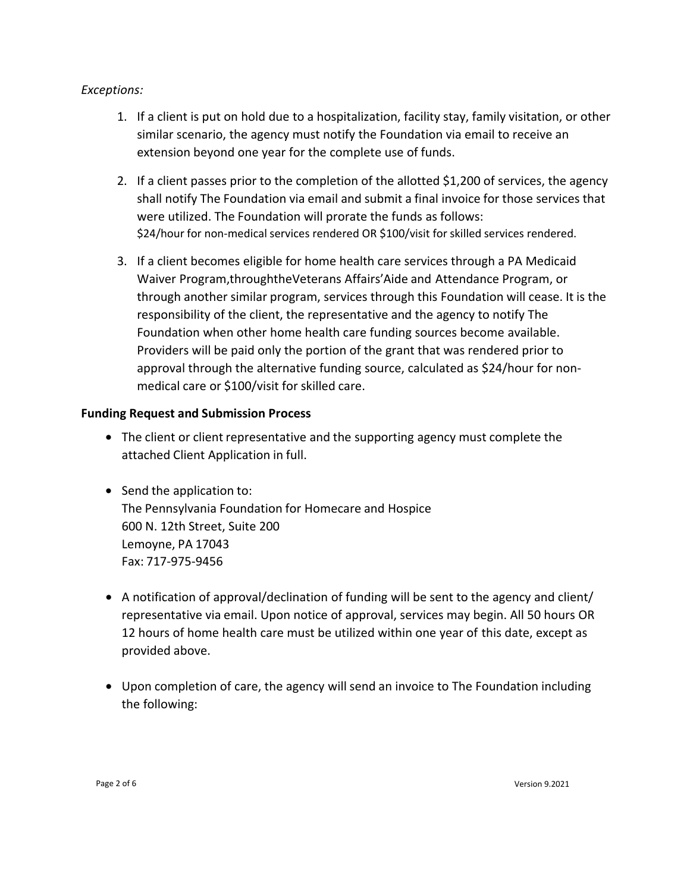*Exceptions:*

1. If a client is put on hold due to a hospitalization, facility stay, family visitation, or other similar scenario, the agency must notify the Foundation via email to receive an extension beyond one year for the complete use of funds.

2. If a client passes prior to the completion of the allotted $1,200 of services, the agency shall notify The Foundation via email and submit a final invoice for those services that were utilized. The Foundation will prorate the funds as follows:
   $24/hour for non-medical services rendered OR $100/visit for skilled services rendered.

3. If a client becomes eligible for home health care services through a PA Medicaid Waiver Program,throughtheVeterans Affairs'Aide and Attendance Program, or through another similar program, services through this Foundation will cease. It is the responsibility of the client, the representative and the agency to notify The Foundation when other home health care funding sources become available. Providers will be paid only the portion of the grant that was rendered prior to approval through the alternative funding source, calculated as $24/hour for non-medical care or $100/visit for skilled care.

**Funding Request and Submission Process**

- The client or client representative and the supporting agency must complete the attached Client Application in full.

- Send the application to:
  The Pennsylvania Foundation for Homecare and Hospice
  600 N. 12th Street, Suite 200
  Lemoyne, PA 17043
  Fax: 717-975-9456

- A notification of approval/declination of funding will be sent to the agency and client/ representative via email. Upon notice of approval, services may begin. All 50 hours OR 12 hours of home health care must be utilized within one year of this date, except as provided above.

- Upon completion of care, the agency will send an invoice to The Foundation including the following: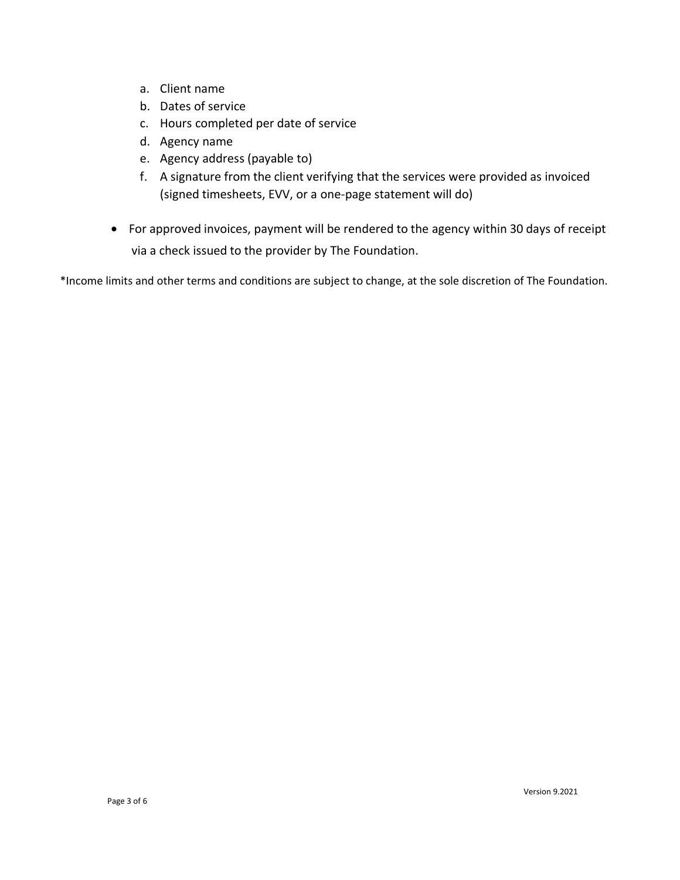a. Client name
b. Dates of service
c. Hours completed per date of service
d. Agency name
e. Agency address (payable to)
f. A signature from the client verifying that the services were provided as invoiced (signed timesheets, EVV, or a one-page statement will do)

- For approved invoices, payment will be rendered to the agency within 30 days of receipt via a check issued to the provider by The Foundation.

*Income limits and other terms and conditions are subject to change, at the sole discretion of The Foundation.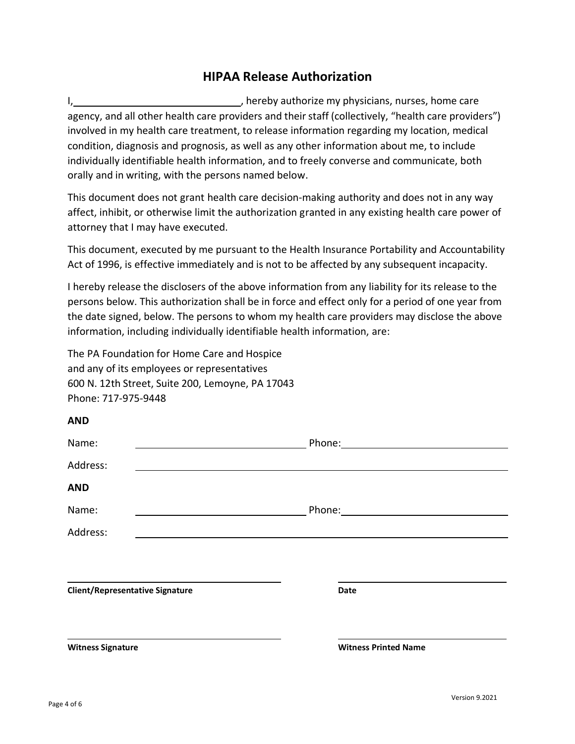## HIPAA Release Authorization

I, \_\_\_\_\_\_\_\_\_\_\_\_\_\_\_\_\_\_\_\_\_\_\_\_\_\_\_\_\_\_, hereby authorize my physicians, nurses, home care agency, and all other health care providers and their staff (collectively, "health care providers") involved in my health care treatment, to release information regarding my location, medical condition, diagnosis and prognosis, as well as any other information about me, to include individually identifiable health information, and to freely converse and communicate, both orally and in writing, with the persons named below.

This document does not grant health care decision-making authority and does not in any way affect, inhibit, or otherwise limit the authorization granted in any existing health care power of attorney that I may have executed.

This document, executed by me pursuant to the Health Insurance Portability and Accountability Act of 1996, is effective immediately and is not to be affected by any subsequent incapacity.

I hereby release the disclosers of the above information from any liability for its release to the persons below. This authorization shall be in force and effect only for a period of one year from the date signed, below. The persons to whom my health care providers may disclose the above information, including individually identifiable health information, are:

The PA Foundation for Home Care and Hospice
and any of its employees or representatives
600 N. 12th Street, Suite 200, Lemoyne, PA 17043
Phone: 717-975-9448

**AND**

Name: \_\_\_\_\_\_\_\_\_\_\_\_\_\_\_\_\_\_\_\_\_\_\_\_\_\_\_\_\_\_ Phone: \_\_\_\_\_\_\_\_\_\_\_\_\_\_\_\_\_\_\_\_\_\_\_\_\_\_\_\_\_\_

Address: \_\_\_\_\_\_\_\_\_\_\_\_\_\_\_\_\_\_\_\_\_\_\_\_\_\_\_\_\_\_\_\_\_\_\_\_\_\_\_\_\_\_\_\_\_\_\_\_\_\_\_\_\_\_\_\_\_\_\_\_

**AND**

Name: \_\_\_\_\_\_\_\_\_\_\_\_\_\_\_\_\_\_\_\_\_\_\_\_\_\_\_\_\_\_ Phone: \_\_\_\_\_\_\_\_\_\_\_\_\_\_\_\_\_\_\_\_\_\_\_\_\_\_\_\_\_\_

Address: \_\_\_\_\_\_\_\_\_\_\_\_\_\_\_\_\_\_\_\_\_\_\_\_\_\_\_\_\_\_\_\_\_\_\_\_\_\_\_\_\_\_\_\_\_\_\_\_\_\_\_\_\_\_\_\_\_\_\_\_

\_\_\_\_\_\_\_\_\_\_\_\_\_\_\_\_\_\_\_\_\_\_\_\_\_\_\_\_\_\_ \_\_\_\_\_\_\_\_\_\_\_\_\_\_\_\_\_\_\_\_\_\_\_\_\_\_\_\_\_\_
**Client/Representative Signature** **Date**

\_\_\_\_\_\_\_\_\_\_\_\_\_\_\_\_\_\_\_\_\_\_\_\_\_\_\_\_\_\_ \_\_\_\_\_\_\_\_\_\_\_\_\_\_\_\_\_\_\_\_\_\_\_\_\_\_\_\_\_\_
**Witness Signature** **Witness Printed Name**

Version 9.2021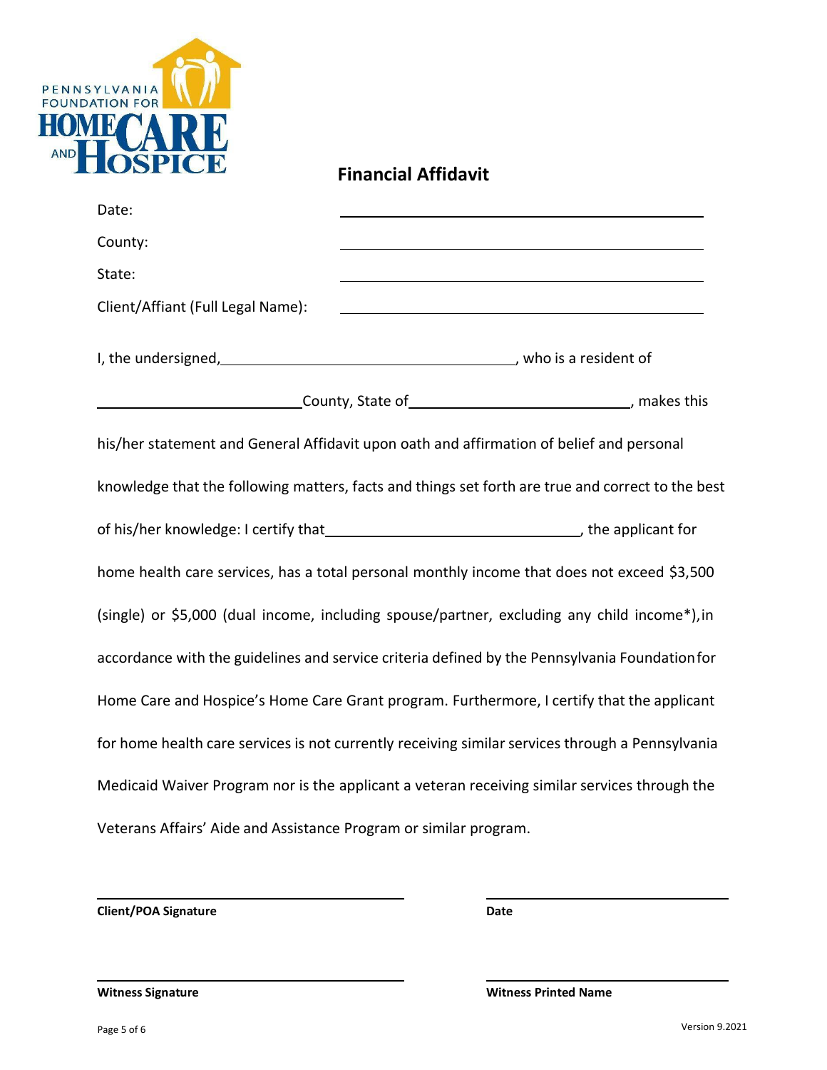PENNSYLVANIA FOUNDATION FOR HOME CARE AND HOSPICE

# Financial Affidavit

Date: ______________________________

County: ______________________________

State: ______________________________

Client/Affiant (Full Legal Name): ______________________________

I, the undersigned, ______________________________, who is a resident of ____________________ County, State of ____________________, makes this his/her statement and General Affidavit upon oath and affirmation of belief and personal knowledge that the following matters, facts and things set forth are true and correct to the best of his/her knowledge: I certify that ______________________________, the applicant for home health care services, has a total personal monthly income that does not exceed $3,500 (single) or $5,000 (dual income, including spouse/partner, excluding any child income*), in accordance with the guidelines and service criteria defined by the Pennsylvania Foundation for Home Care and Hospice's Home Care Grant program. Furthermore, I certify that the applicant for home health care services is not currently receiving similar services through a Pennsylvania Medicaid Waiver Program nor is the applicant a veteran receiving similar services through the Veterans Affairs' Aide and Assistance Program or similar program.

______________________________ ______________________________

**Client/POA Signature** **Date**

______________________________ ______________________________

**Witness Signature** **Witness Printed Name**

Version 9.2021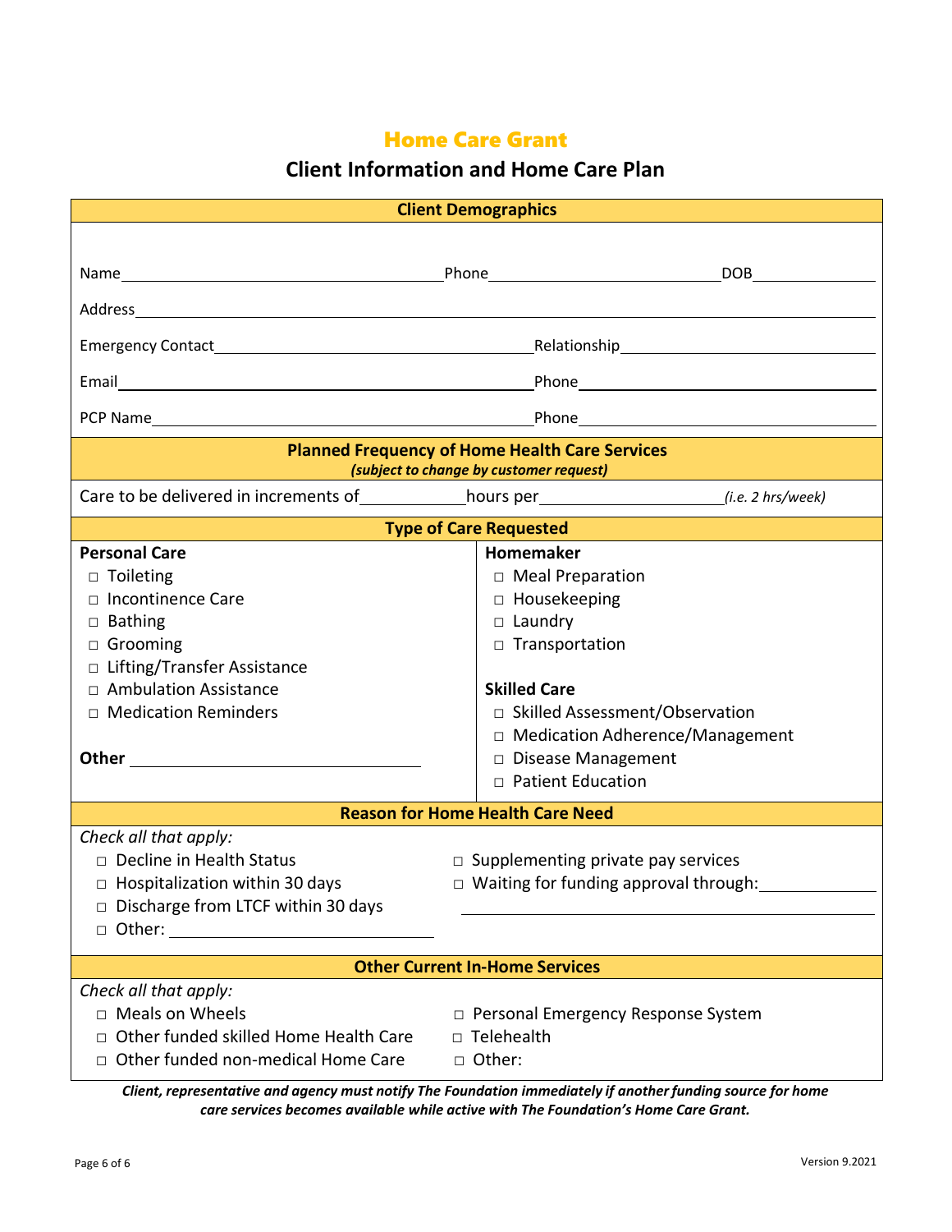# Home Care Grant

## Client Information and Home Care Plan

### Client Demographics

Name________________________________ Phone________________________ DOB______________

Address________________________________________________________________________

Emergency Contact________________________________ Relationship________________________

Email________________________________ Phone________________________

PCP Name________________________________ Phone________________________

### Planned Frequency of Home Health Care Services

*(subject to change by customer request)*

Care to be delivered in increments of__________hours per_________________ *(i.e. 2 hrs/week)*

### Type of Care Requested

**Personal Care**

- □ Toileting
- □ Incontinence Care
- □ Bathing
- □ Grooming
- □ Lifting/Transfer Assistance
- □ Ambulation Assistance
- □ Medication Reminders

**Other** ______________________________

**Homemaker**

- □ Meal Preparation
- □ Housekeeping
- □ Laundry
- □ Transportation

**Skilled Care**

- □ Skilled Assessment/Observation
- □ Medication Adherence/Management
- □ Disease Management
- □ Patient Education

### Reason for Home Health Care Need

*Check all that apply:*

- □ Decline in Health Status
- □ Hospitalization within 30 days
- □ Discharge from LTCF within 30 days
- □ Other: ________________________
- □ Supplementing private pay services
- □ Waiting for funding approval through:____________ ______________________________

### Other Current In-Home Services

*Check all that apply:*

- □ Meals on Wheels
- □ Other funded skilled Home Health Care
- □ Other funded non-medical Home Care
- □ Personal Emergency Response System
- □ Telehealth
- □ Other:

***Client, representative and agency must notify The Foundation immediately if another funding source for home care services becomes available while active with The Foundation's Home Care Grant.***